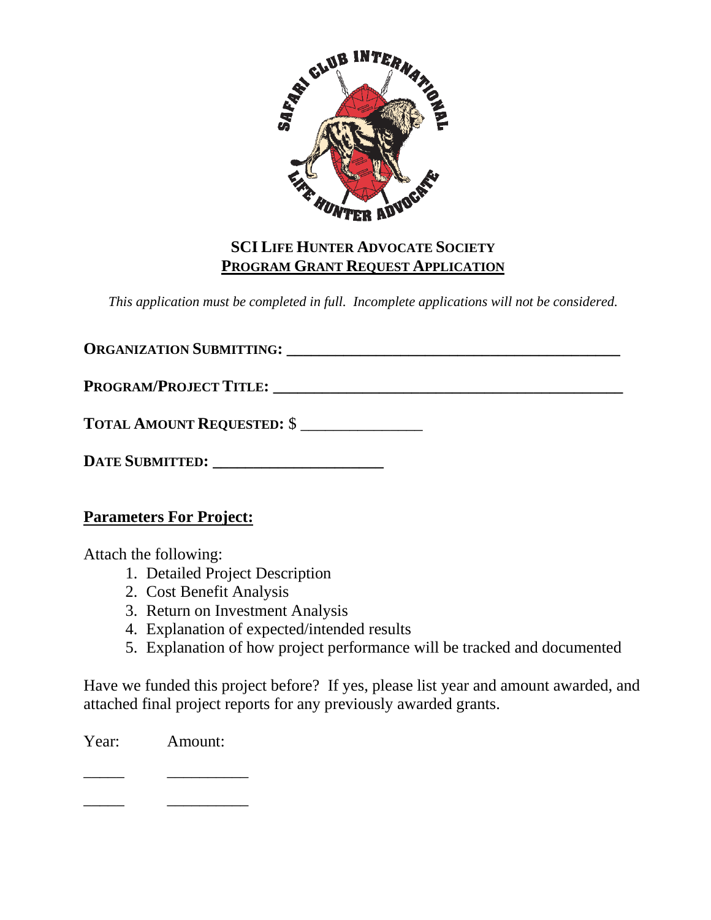# SCI Life Hunter Advocate Society

## Program Grant Request Application

*This application must be completed in full. Incomplete applications will not be considered.*

**Organization Submitting:** ___________________________________________

**Program/Project Title:** ____________________________________________

**Total Amount Requested:** $ _______________

**Date Submitted:** ______________________

## Parameters For Project:

Attach the following:

1. Detailed Project Description
2. Cost Benefit Analysis
3. Return on Investment Analysis
4. Explanation of expected/intended results
5. Explanation of how project performance will be tracked and documented

Have we funded this project before? If yes, please list year and amount awarded, and attached final project reports for any previously awarded grants.

| Year: | Amount: |
| --- | --- |
| _____ | __________ |
| _____ | __________ |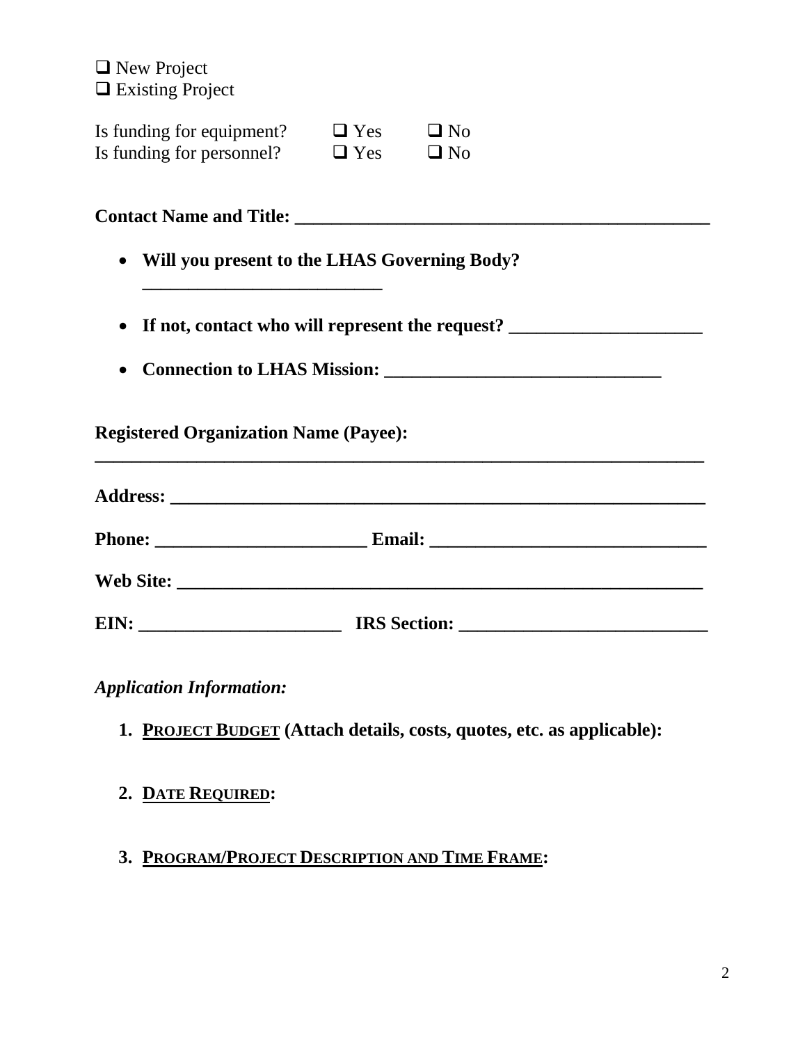❑ New Project
❑ Existing Project

Is funding for equipment? ❑ Yes ❑ No
Is funding for personnel? ❑ Yes ❑ No

**Contact Name and Title: _______________________________________________**

- **Will you present to the LHAS Governing Body? ___________________________**
- **If not, contact who will represent the request? _____________________**
- **Connection to LHAS Mission: ______________________________**

**Registered Organization Name (Payee): _____________________________________________________________________**

**Address: ___________________________________________________________**

**Phone: _______________________ Email: ______________________________**

**Web Site: __________________________________________________________**

**EIN: ______________________ IRS Section: ___________________________**

*Application Information:*

1. **PROJECT BUDGET (Attach details, costs, quotes, etc. as applicable):**

2. **DATE REQUIRED:**

3. **PROGRAM/PROJECT DESCRIPTION AND TIME FRAME:**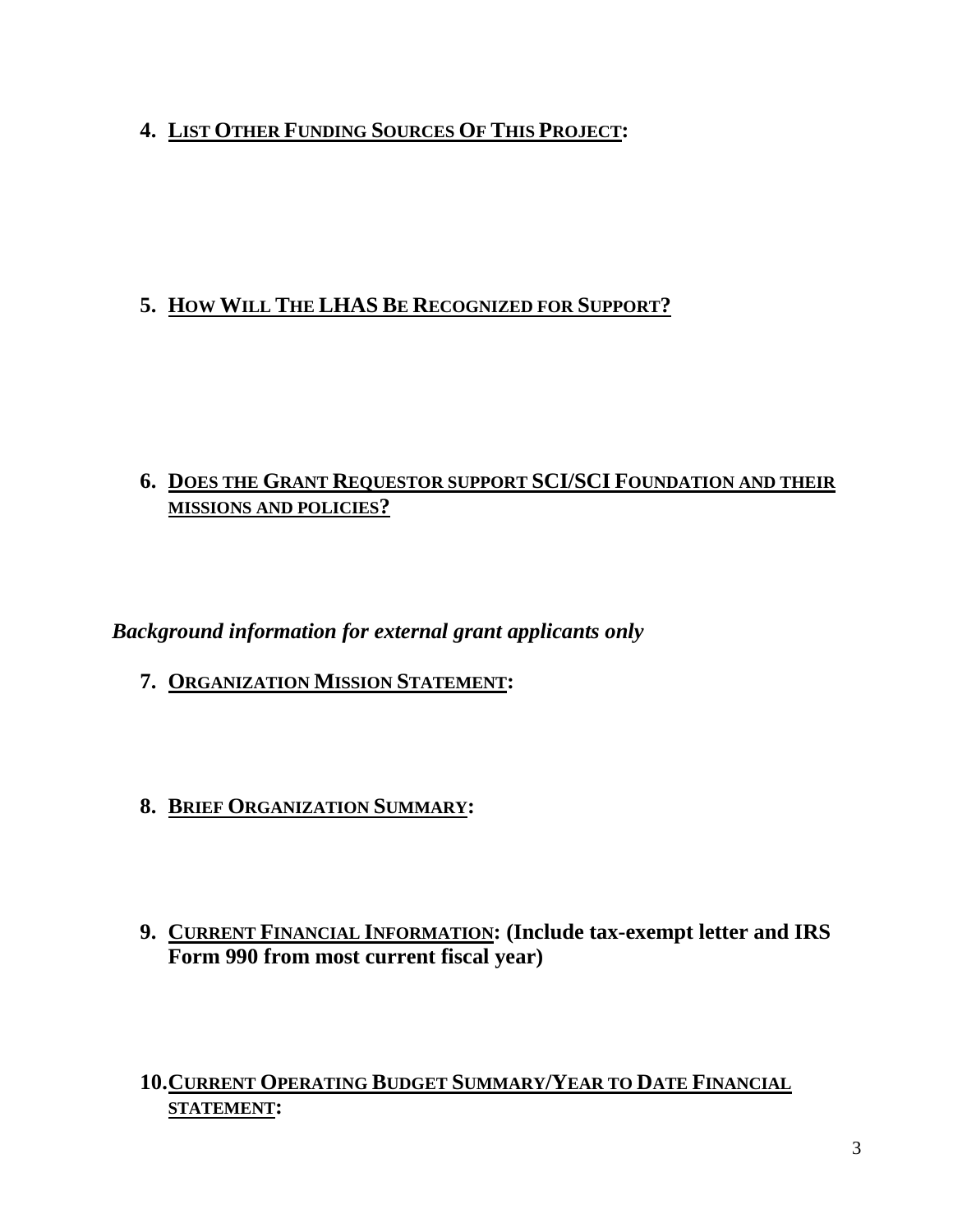4. **LIST OTHER FUNDING SOURCES OF THIS PROJECT:**

5. **HOW WILL THE LHAS BE RECOGNIZED FOR SUPPORT?**

6. **DOES THE GRANT REQUESTOR SUPPORT SCI/SCI FOUNDATION AND THEIR MISSIONS AND POLICIES?**

***Background information for external grant applicants only***

7. **ORGANIZATION MISSION STATEMENT:**

8. **BRIEF ORGANIZATION SUMMARY:**

9. **CURRENT FINANCIAL INFORMATION: (Include tax-exempt letter and IRS Form 990 from most current fiscal year)**

10. **CURRENT OPERATING BUDGET SUMMARY/YEAR TO DATE FINANCIAL STATEMENT:**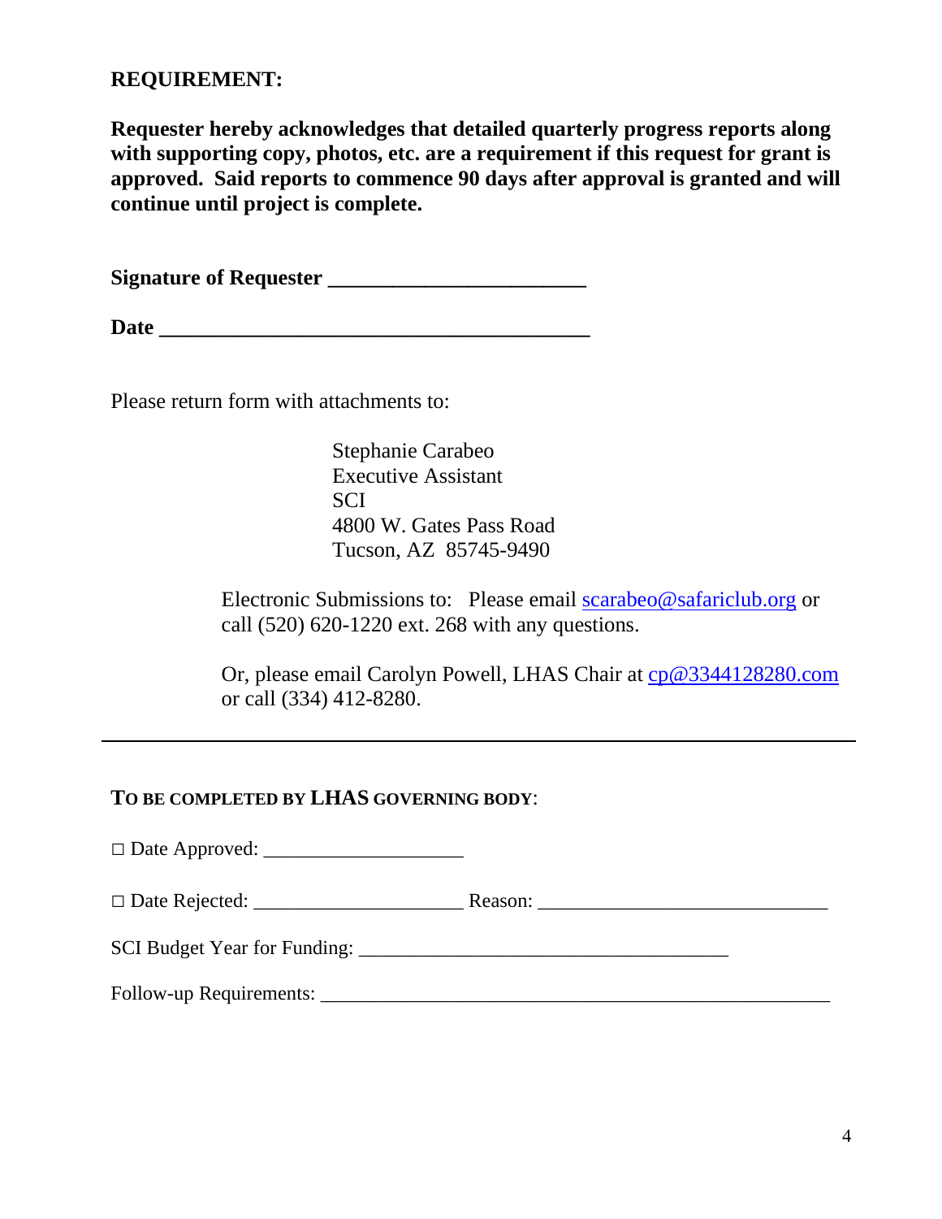**REQUIREMENT:**

**Requester hereby acknowledges that detailed quarterly progress reports along with supporting copy, photos, etc. are a requirement if this request for grant is approved. Said reports to commence 90 days after approval is granted and will continue until project is complete.**

**Signature of Requester \_\_\_\_\_\_\_\_\_\_\_\_\_\_\_\_\_\_\_\_\_\_\_\_**

**Date \_\_\_\_\_\_\_\_\_\_\_\_\_\_\_\_\_\_\_\_\_\_\_\_\_\_\_\_\_\_\_\_\_\_\_\_\_\_\_\_\_**

Please return form with attachments to:

Stephanie Carabeo
Executive Assistant
SCI
4800 W. Gates Pass Road
Tucson, AZ 85745-9490

Electronic Submissions to: Please email scarabeo@safariclub.org or call (520) 620-1220 ext. 268 with any questions.

Or, please email Carolyn Powell, LHAS Chair at cp@3344128280.com or call (334) 412-8280.

---

**TO BE COMPLETED BY LHAS GOVERNING BODY**:

□ Date Approved: \_\_\_\_\_\_\_\_\_\_\_\_\_\_\_\_\_\_\_\_

□ Date Rejected: \_\_\_\_\_\_\_\_\_\_\_\_\_\_\_\_\_\_\_\_\_ Reason: \_\_\_\_\_\_\_\_\_\_\_\_\_\_\_\_\_\_\_\_\_\_\_\_\_\_\_\_\_

SCI Budget Year for Funding: \_\_\_\_\_\_\_\_\_\_\_\_\_\_\_\_\_\_\_\_\_\_\_\_\_\_\_\_\_\_\_\_\_\_\_\_\_\_

Follow-up Requirements: \_\_\_\_\_\_\_\_\_\_\_\_\_\_\_\_\_\_\_\_\_\_\_\_\_\_\_\_\_\_\_\_\_\_\_\_\_\_\_\_\_\_\_\_\_\_\_\_\_\_\_\_